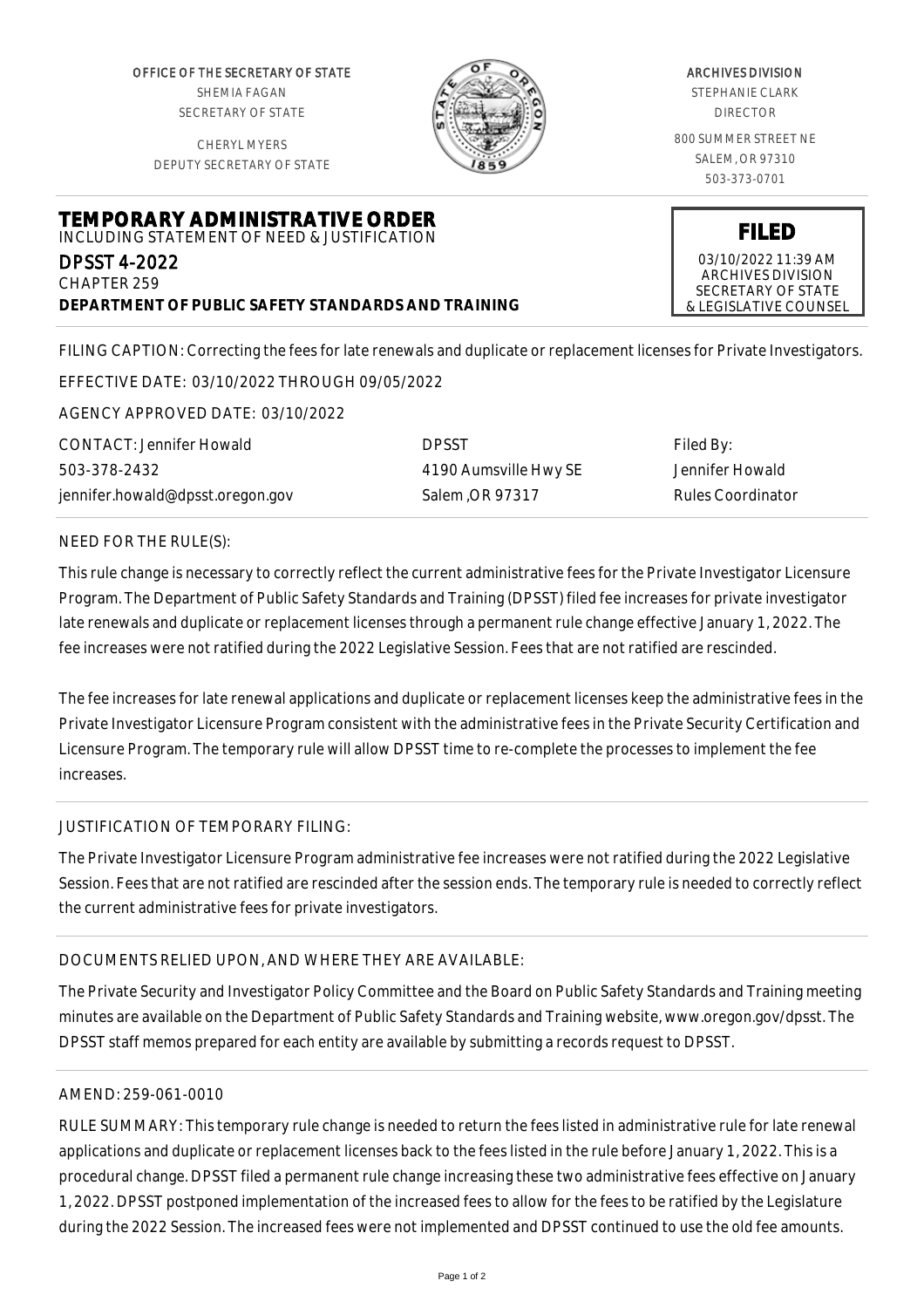OFFICE OF THE SECRETARY OF STATE
SHEMIA FAGAN
SECRETARY OF STATE

CHERYL MYERS
DEPUTY SECRETARY OF STATE

ARCHIVES DIVISION
STEPHANIE CLARK
DIRECTOR

800 SUMMER STREET NE
SALEM, OR 97310
503-373-0701

# TEMPORARY ADMINISTRATIVE ORDER

INCLUDING STATEMENT OF NEED & JUSTIFICATION

DPSST 4-2022
CHAPTER 259
**DEPARTMENT OF PUBLIC SAFETY STANDARDS AND TRAINING**

**FILED**
03/10/2022 11:39 AM
ARCHIVES DIVISION
SECRETARY OF STATE
& LEGISLATIVE COUNSEL

FILING CAPTION: Correcting the fees for late renewals and duplicate or replacement licenses for Private Investigators.

EFFECTIVE DATE: 03/10/2022 THROUGH 09/05/2022

AGENCY APPROVED DATE: 03/10/2022

CONTACT: Jennifer Howald
503-378-2432
jennifer.howald@dpsst.oregon.gov

DPSST
4190 Aumsville Hwy SE
Salem ,OR 97317

Filed By:
Jennifer Howald
Rules Coordinator

NEED FOR THE RULE(S):

This rule change is necessary to correctly reflect the current administrative fees for the Private Investigator Licensure Program. The Department of Public Safety Standards and Training (DPSST) filed fee increases for private investigator late renewals and duplicate or replacement licenses through a permanent rule change effective January 1, 2022. The fee increases were not ratified during the 2022 Legislative Session. Fees that are not ratified are rescinded.

The fee increases for late renewal applications and duplicate or replacement licenses keep the administrative fees in the Private Investigator Licensure Program consistent with the administrative fees in the Private Security Certification and Licensure Program. The temporary rule will allow DPSST time to re-complete the processes to implement the fee increases.

JUSTIFICATION OF TEMPORARY FILING:

The Private Investigator Licensure Program administrative fee increases were not ratified during the 2022 Legislative Session. Fees that are not ratified are rescinded after the session ends. The temporary rule is needed to correctly reflect the current administrative fees for private investigators.

DOCUMENTS RELIED UPON, AND WHERE THEY ARE AVAILABLE:

The Private Security and Investigator Policy Committee and the Board on Public Safety Standards and Training meeting minutes are available on the Department of Public Safety Standards and Training website, www.oregon.gov/dpsst. The DPSST staff memos prepared for each entity are available by submitting a records request to DPSST.

AMEND: 259-061-0010

RULE SUMMARY: This temporary rule change is needed to return the fees listed in administrative rule for late renewal applications and duplicate or replacement licenses back to the fees listed in the rule before January 1, 2022. This is a procedural change. DPSST filed a permanent rule change increasing these two administrative fees effective on January 1, 2022. DPSST postponed implementation of the increased fees to allow for the fees to be ratified by the Legislature during the 2022 Session. The increased fees were not implemented and DPSST continued to use the old fee amounts.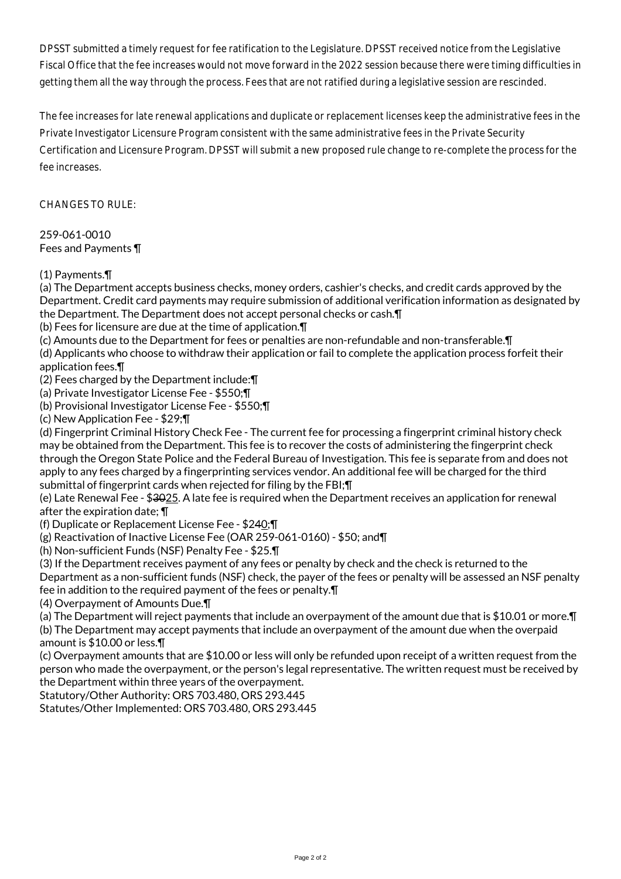DPSST submitted a timely request for fee ratification to the Legislature. DPSST received notice from the Legislative Fiscal Office that the fee increases would not move forward in the 2022 session because there were timing difficulties in getting them all the way through the process. Fees that are not ratified during a legislative session are rescinded.

The fee increases for late renewal applications and duplicate or replacement licenses keep the administrative fees in the Private Investigator Licensure Program consistent with the same administrative fees in the Private Security Certification and Licensure Program. DPSST will submit a new proposed rule change to re-complete the process for the fee increases.

CHANGES TO RULE:

259-061-0010
Fees and Payments ¶

(1) Payments.¶
(a) The Department accepts business checks, money orders, cashier's checks, and credit cards approved by the Department. Credit card payments may require submission of additional verification information as designated by the Department. The Department does not accept personal checks or cash.¶
(b) Fees for licensure are due at the time of application.¶
(c) Amounts due to the Department for fees or penalties are non-refundable and non-transferable.¶
(d) Applicants who choose to withdraw their application or fail to complete the application process forfeit their application fees.¶
(2) Fees charged by the Department include:¶
(a) Private Investigator License Fee - $550;¶
(b) Provisional Investigator License Fee - $550;¶
(c) New Application Fee - $29;¶
(d) Fingerprint Criminal History Check Fee - The current fee for processing a fingerprint criminal history check may be obtained from the Department. This fee is to recover the costs of administering the fingerprint check through the Oregon State Police and the Federal Bureau of Investigation. This fee is separate from and does not apply to any fees charged by a fingerprinting services vendor. An additional fee will be charged for the third submittal of fingerprint cards when rejected for filing by the FBI;¶
(e) Late Renewal Fee - $~~30~~25. A late fee is required when the Department receives an application for renewal after the expiration date; ¶
(f) Duplicate or Replacement License Fee - $2~~4~~0;¶
(g) Reactivation of Inactive License Fee (OAR 259-061-0160) - $50; and¶
(h) Non-sufficient Funds (NSF) Penalty Fee - $25.¶
(3) If the Department receives payment of any fees or penalty by check and the check is returned to the Department as a non-sufficient funds (NSF) check, the payer of the fees or penalty will be assessed an NSF penalty fee in addition to the required payment of the fees or penalty.¶
(4) Overpayment of Amounts Due.¶
(a) The Department will reject payments that include an overpayment of the amount due that is $10.01 or more.¶
(b) The Department may accept payments that include an overpayment of the amount due when the overpaid amount is $10.00 or less.¶
(c) Overpayment amounts that are $10.00 or less will only be refunded upon receipt of a written request from the person who made the overpayment, or the person's legal representative. The written request must be received by the Department within three years of the overpayment.
Statutory/Other Authority: ORS 703.480, ORS 293.445
Statutes/Other Implemented: ORS 703.480, ORS 293.445